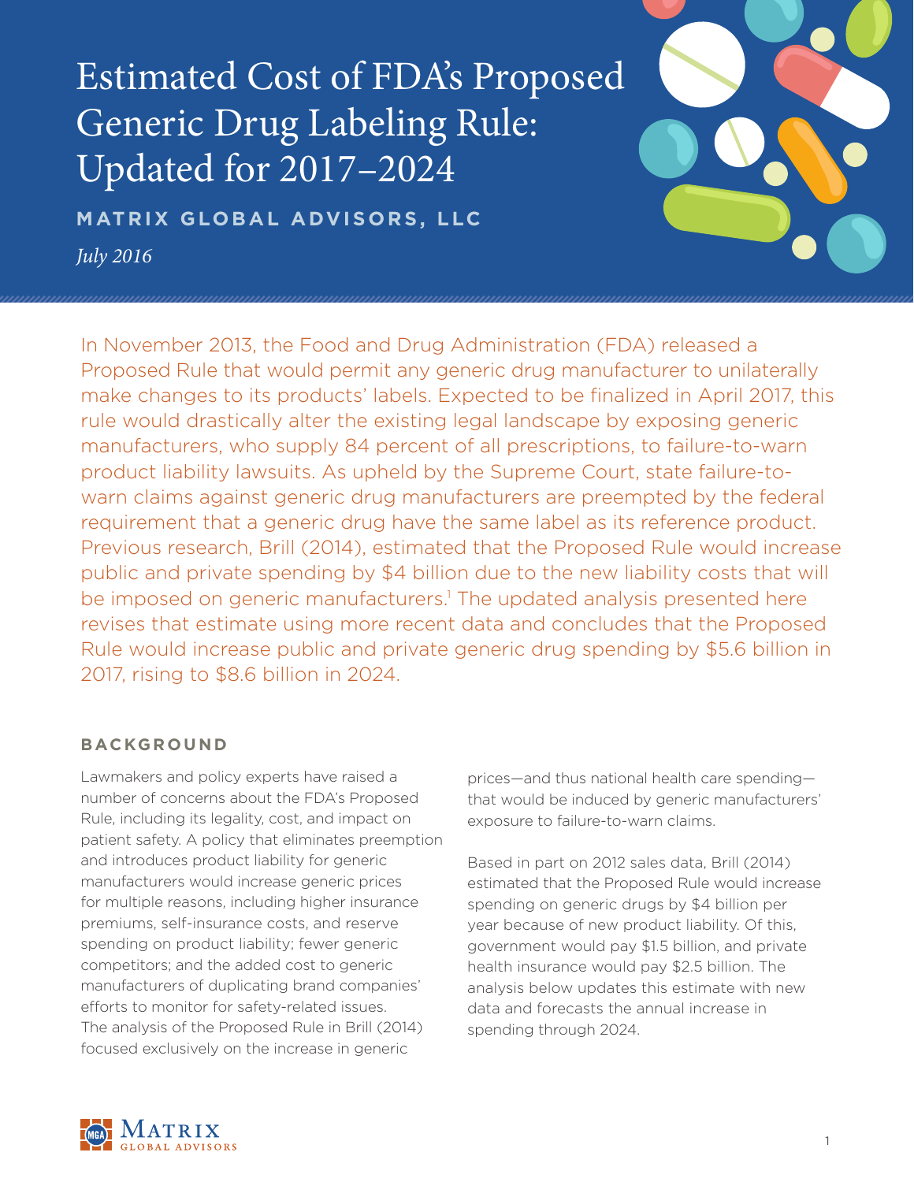# Estimated Cost of FDA's Proposed Generic Drug Labeling Rule: Updated for 2017–2024

**MATRIX GLOBAL ADVISORS, LLC**

*July 2016*

In November 2013, the Food and Drug Administration (FDA) released a Proposed Rule that would permit any generic drug manufacturer to unilaterally make changes to its products' labels. Expected to be finalized in April 2017, this rule would drastically alter the existing legal landscape by exposing generic manufacturers, who supply 84 percent of all prescriptions, to failure-to-warn product liability lawsuits. As upheld by the Supreme Court, state failure-to-warn claims against generic drug manufacturers are preempted by the federal requirement that a generic drug have the same label as its reference product. Previous research, Brill (2014), estimated that the Proposed Rule would increase public and private spending by $4 billion due to the new liability costs that will be imposed on generic manufacturers.[1] The updated analysis presented here revises that estimate using more recent data and concludes that the Proposed Rule would increase public and private generic drug spending by $5.6 billion in 2017, rising to $8.6 billion in 2024.

## BACKGROUND

Lawmakers and policy experts have raised a number of concerns about the FDA's Proposed Rule, including its legality, cost, and impact on patient safety. A policy that eliminates preemption and introduces product liability for generic manufacturers would increase generic prices for multiple reasons, including higher insurance premiums, self-insurance costs, and reserve spending on product liability; fewer generic competitors; and the added cost to generic manufacturers of duplicating brand companies' efforts to monitor for safety-related issues. The analysis of the Proposed Rule in Brill (2014) focused exclusively on the increase in generic prices—and thus national health care spending—that would be induced by generic manufacturers' exposure to failure-to-warn claims.

Based in part on 2012 sales data, Brill (2014) estimated that the Proposed Rule would increase spending on generic drugs by $4 billion per year because of new product liability. Of this, government would pay $1.5 billion, and private health insurance would pay $2.5 billion. The analysis below updates this estimate with new data and forecasts the annual increase in spending through 2024.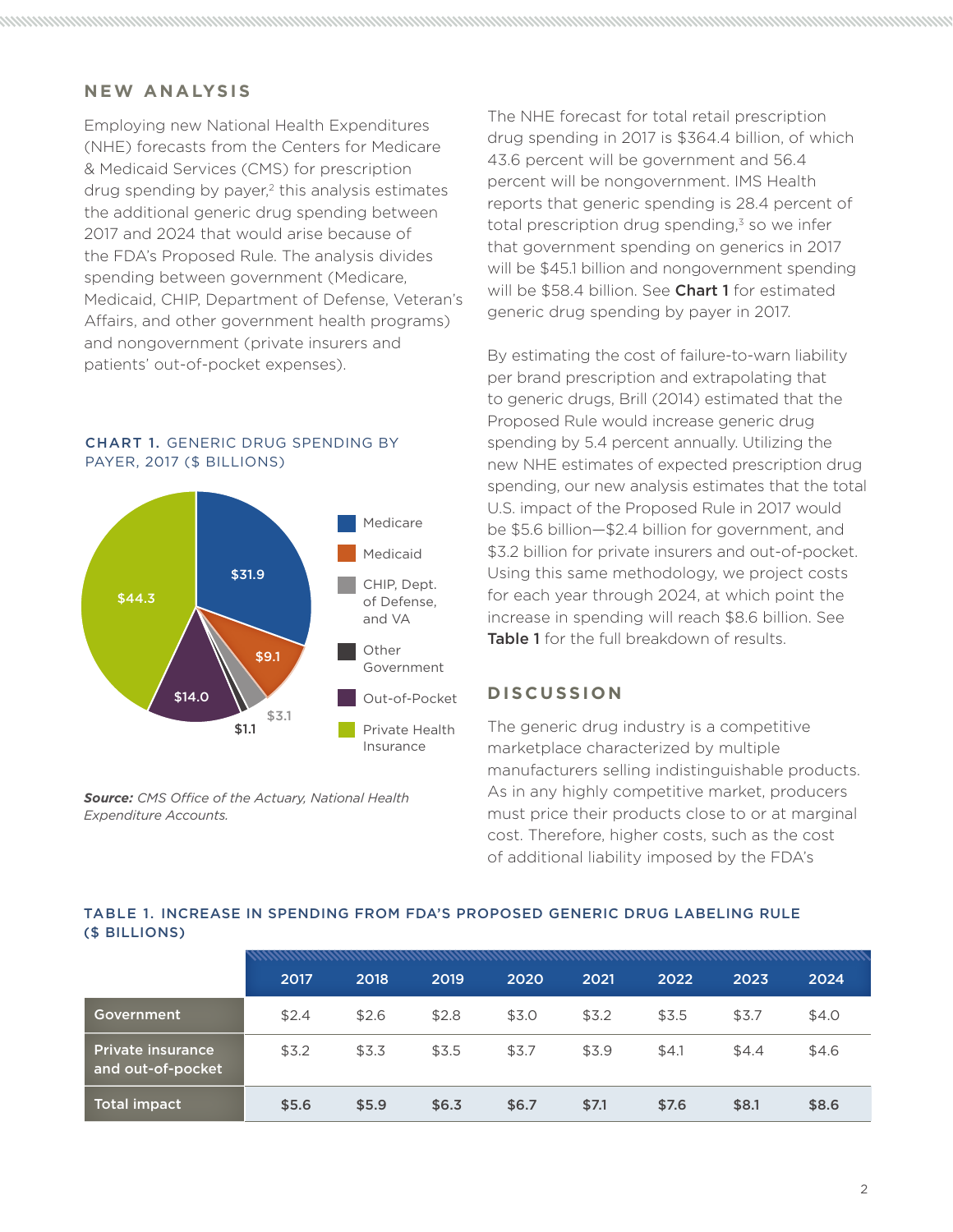## NEW ANALYSIS

Employing new National Health Expenditures (NHE) forecasts from the Centers for Medicare & Medicaid Services (CMS) for prescription drug spending by payer,[2] this analysis estimates the additional generic drug spending between 2017 and 2024 that would arise because of the FDA's Proposed Rule. The analysis divides spending between government (Medicare, Medicaid, CHIP, Department of Defense, Veteran's Affairs, and other government health programs) and nongovernment (private insurers and patients' out-of-pocket expenses).

**CHART 1. GENERIC DRUG SPENDING BY PAYER, 2017 ($ BILLIONS)**

| Payer | Spending ($ billions) |
|---|---|
| Medicare | $31.9 |
| Medicaid | $9.1 |
| CHIP, Dept. of Defense, and VA | $3.1 |
| Other Government | $1.1 |
| Out-of-Pocket | $14.0 |
| Private Health Insurance | $44.3 |

***Source:*** *CMS Office of the Actuary, National Health Expenditure Accounts.*

The NHE forecast for total retail prescription drug spending in 2017 is $364.4 billion, of which 43.6 percent will be government and 56.4 percent will be nongovernment. IMS Health reports that generic spending is 28.4 percent of total prescription drug spending,[3] so we infer that government spending on generics in 2017 will be $45.1 billion and nongovernment spending will be $58.4 billion. See **Chart 1** for estimated generic drug spending by payer in 2017.

By estimating the cost of failure-to-warn liability per brand prescription and extrapolating that to generic drugs, Brill (2014) estimated that the Proposed Rule would increase generic drug spending by 5.4 percent annually. Utilizing the new NHE estimates of expected prescription drug spending, our new analysis estimates that the total U.S. impact of the Proposed Rule in 2017 would be $5.6 billion—$2.4 billion for government, and $3.2 billion for private insurers and out-of-pocket. Using this same methodology, we project costs for each year through 2024, at which point the increase in spending will reach $8.6 billion. See **Table 1** for the full breakdown of results.

## DISCUSSION

The generic drug industry is a competitive marketplace characterized by multiple manufacturers selling indistinguishable products. As in any highly competitive market, producers must price their products close to or at marginal cost. Therefore, higher costs, such as the cost of additional liability imposed by the FDA's

**TABLE 1. INCREASE IN SPENDING FROM FDA'S PROPOSED GENERIC DRUG LABELING RULE ($ BILLIONS)**

| | 2017 | 2018 | 2019 | 2020 | 2021 | 2022 | 2023 | 2024 |
|---|---|---|---|---|---|---|---|---|
| Government | $2.4 | $2.6 | $2.8 | $3.0 | $3.2 | $3.5 | $3.7 | $4.0 |
| Private insurance and out-of-pocket | $3.2 | $3.3 | $3.5 | $3.7 | $3.9 | $4.1 | $4.4 | $4.6 |
| **Total impact** | **$5.6** | **$5.9** | **$6.3** | **$6.7** | **$7.1** | **$7.6** | **$8.1** | **$8.6** |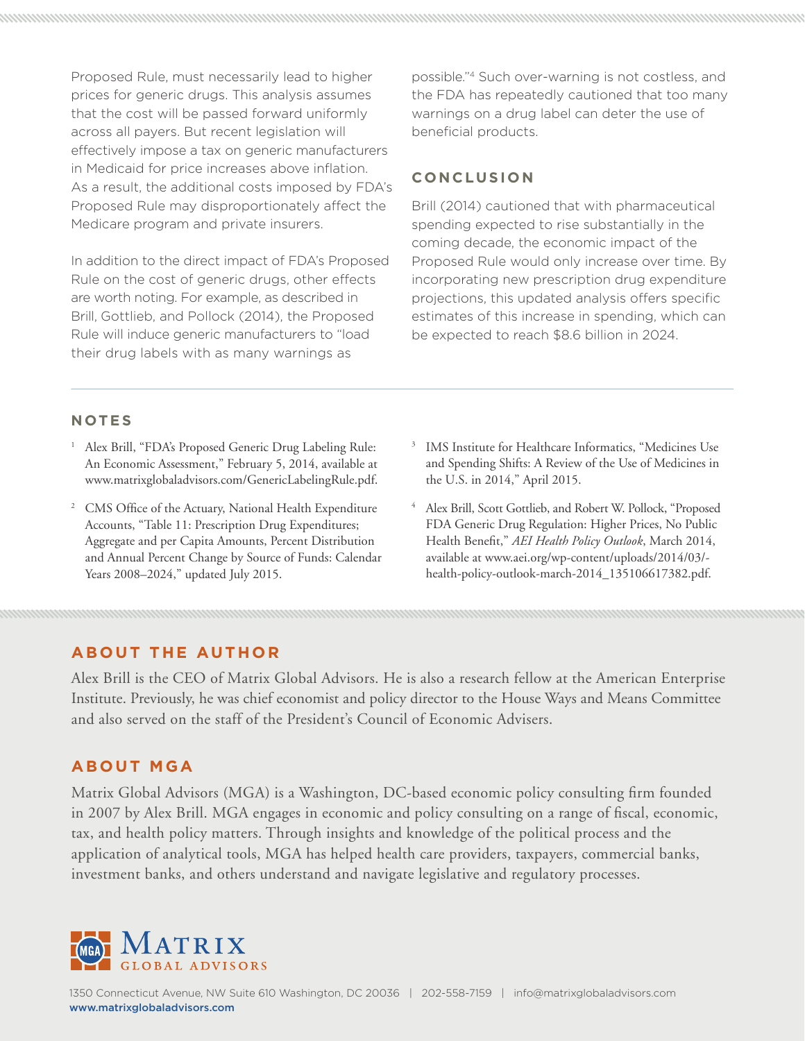Proposed Rule, must necessarily lead to higher prices for generic drugs. This analysis assumes that the cost will be passed forward uniformly across all payers. But recent legislation will effectively impose a tax on generic manufacturers in Medicaid for price increases above inflation. As a result, the additional costs imposed by FDA's Proposed Rule may disproportionately affect the Medicare program and private insurers.

In addition to the direct impact of FDA's Proposed Rule on the cost of generic drugs, other effects are worth noting. For example, as described in Brill, Gottlieb, and Pollock (2014), the Proposed Rule will induce generic manufacturers to "load their drug labels with as many warnings as possible."[4] Such over-warning is not costless, and the FDA has repeatedly cautioned that too many warnings on a drug label can deter the use of beneficial products.

## CONCLUSION

Brill (2014) cautioned that with pharmaceutical spending expected to rise substantially in the coming decade, the economic impact of the Proposed Rule would only increase over time. By incorporating new prescription drug expenditure projections, this updated analysis offers specific estimates of this increase in spending, which can be expected to reach $8.6 billion in 2024.

## NOTES

1. Alex Brill, "FDA's Proposed Generic Drug Labeling Rule: An Economic Assessment," February 5, 2014, available at www.matrixglobaladvisors.com/GenericLabelingRule.pdf.
2. CMS Office of the Actuary, National Health Expenditure Accounts, "Table 11: Prescription Drug Expenditures; Aggregate and per Capita Amounts, Percent Distribution and Annual Percent Change by Source of Funds: Calendar Years 2008–2024," updated July 2015.
3. IMS Institute for Healthcare Informatics, "Medicines Use and Spending Shifts: A Review of the Use of Medicines in the U.S. in 2014," April 2015.
4. Alex Brill, Scott Gottlieb, and Robert W. Pollock, "Proposed FDA Generic Drug Regulation: Higher Prices, No Public Health Benefit," *AEI Health Policy Outlook*, March 2014, available at www.aei.org/wp-content/uploads/2014/03/-health-policy-outlook-march-2014_135106617382.pdf.

## ABOUT THE AUTHOR

Alex Brill is the CEO of Matrix Global Advisors. He is also a research fellow at the American Enterprise Institute. Previously, he was chief economist and policy director to the House Ways and Means Committee and also served on the staff of the President's Council of Economic Advisers.

## ABOUT MGA

Matrix Global Advisors (MGA) is a Washington, DC-based economic policy consulting firm founded in 2007 by Alex Brill. MGA engages in economic and policy consulting on a range of fiscal, economic, tax, and health policy matters. Through insights and knowledge of the political process and the application of analytical tools, MGA has helped health care providers, taxpayers, commercial banks, investment banks, and others understand and navigate legislative and regulatory processes.

MATRIX GLOBAL ADVISORS

1350 Connecticut Avenue, NW Suite 610 Washington, DC 20036 | 202-558-7159 | info@matrixglobaladvisors.com
www.matrixglobaladvisors.com